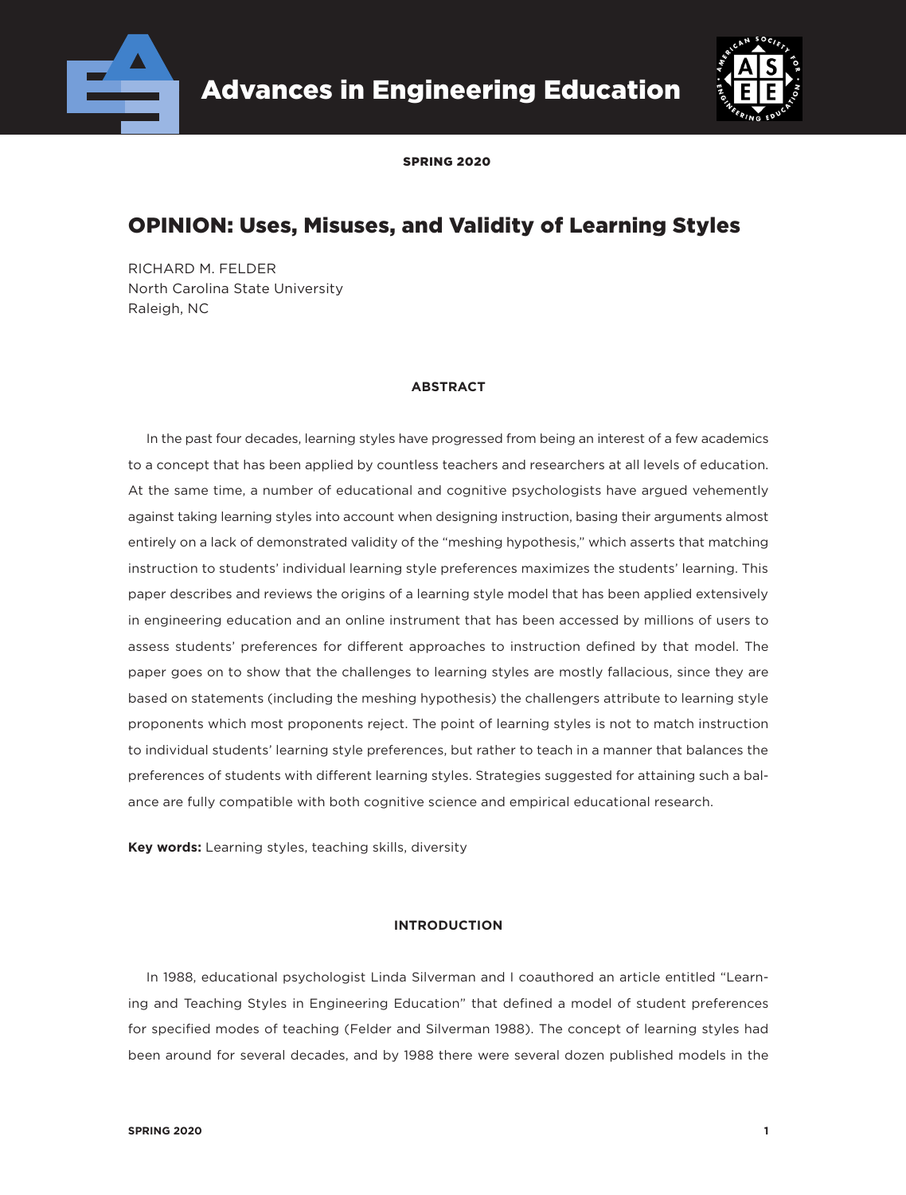# OPINION: Uses, Misuses, and Validity of Learning Styles

RICHARD M. FELDER
North Carolina State University
Raleigh, NC

## ABSTRACT

In the past four decades, learning styles have progressed from being an interest of a few academics to a concept that has been applied by countless teachers and researchers at all levels of education. At the same time, a number of educational and cognitive psychologists have argued vehemently against taking learning styles into account when designing instruction, basing their arguments almost entirely on a lack of demonstrated validity of the "meshing hypothesis," which asserts that matching instruction to students' individual learning style preferences maximizes the students' learning. This paper describes and reviews the origins of a learning style model that has been applied extensively in engineering education and an online instrument that has been accessed by millions of users to assess students' preferences for different approaches to instruction defined by that model. The paper goes on to show that the challenges to learning styles are mostly fallacious, since they are based on statements (including the meshing hypothesis) the challengers attribute to learning style proponents which most proponents reject. The point of learning styles is not to match instruction to individual students' learning style preferences, but rather to teach in a manner that balances the preferences of students with different learning styles. Strategies suggested for attaining such a balance are fully compatible with both cognitive science and empirical educational research.

**Key words:** Learning styles, teaching skills, diversity

## INTRODUCTION

In 1988, educational psychologist Linda Silverman and I coauthored an article entitled "Learning and Teaching Styles in Engineering Education" that defined a model of student preferences for specified modes of teaching (Felder and Silverman 1988). The concept of learning styles had been around for several decades, and by 1988 there were several dozen published models in the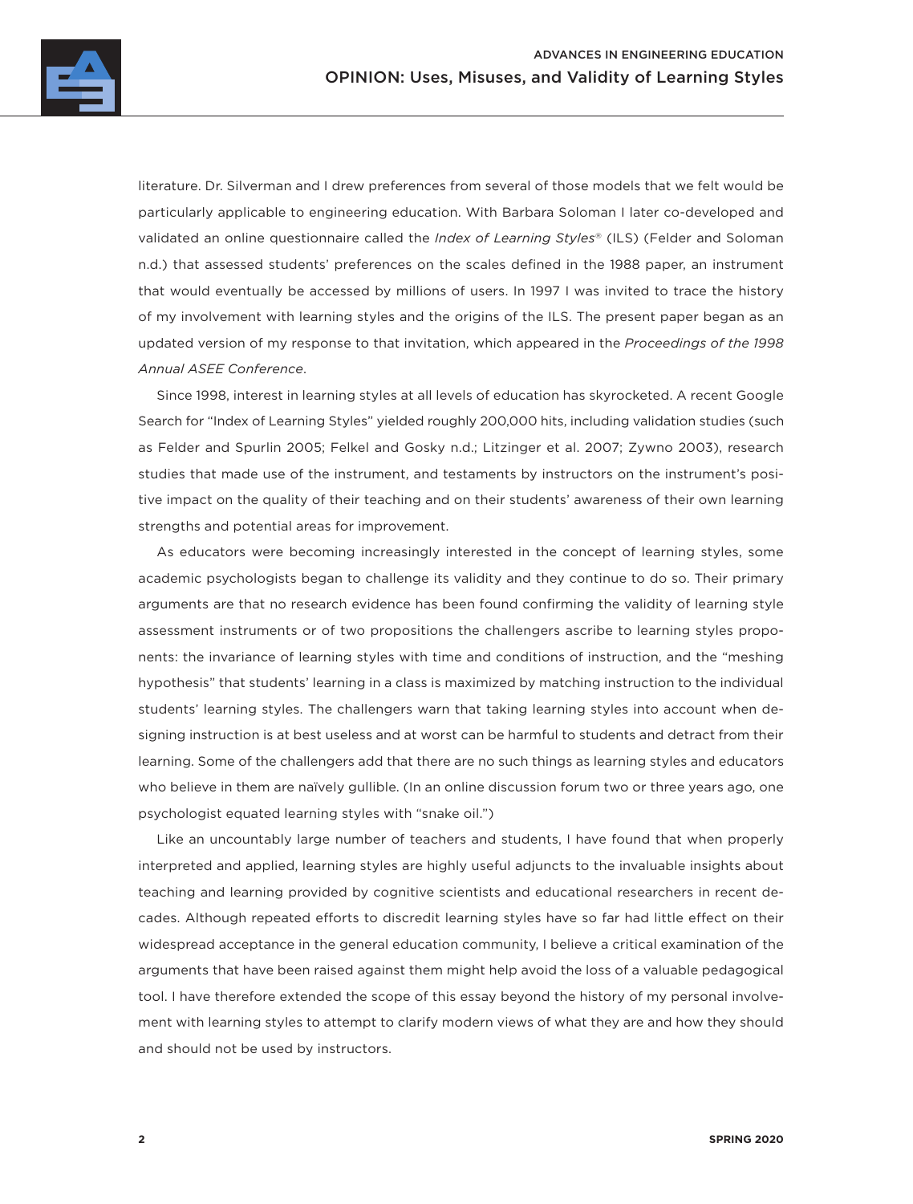literature. Dr. Silverman and I drew preferences from several of those models that we felt would be particularly applicable to engineering education. With Barbara Soloman I later co-developed and validated an online questionnaire called the *Index of Learning Styles®* (ILS) (Felder and Soloman n.d.) that assessed students' preferences on the scales defined in the 1988 paper, an instrument that would eventually be accessed by millions of users. In 1997 I was invited to trace the history of my involvement with learning styles and the origins of the ILS. The present paper began as an updated version of my response to that invitation, which appeared in the *Proceedings of the 1998 Annual ASEE Conference*.

Since 1998, interest in learning styles at all levels of education has skyrocketed. A recent Google Search for "Index of Learning Styles" yielded roughly 200,000 hits, including validation studies (such as Felder and Spurlin 2005; Felkel and Gosky n.d.; Litzinger et al. 2007; Zywno 2003), research studies that made use of the instrument, and testaments by instructors on the instrument's positive impact on the quality of their teaching and on their students' awareness of their own learning strengths and potential areas for improvement.

As educators were becoming increasingly interested in the concept of learning styles, some academic psychologists began to challenge its validity and they continue to do so. Their primary arguments are that no research evidence has been found confirming the validity of learning style assessment instruments or of two propositions the challengers ascribe to learning styles proponents: the invariance of learning styles with time and conditions of instruction, and the "meshing hypothesis" that students' learning in a class is maximized by matching instruction to the individual students' learning styles. The challengers warn that taking learning styles into account when designing instruction is at best useless and at worst can be harmful to students and detract from their learning. Some of the challengers add that there are no such things as learning styles and educators who believe in them are naïvely gullible. (In an online discussion forum two or three years ago, one psychologist equated learning styles with "snake oil.")

Like an uncountably large number of teachers and students, I have found that when properly interpreted and applied, learning styles are highly useful adjuncts to the invaluable insights about teaching and learning provided by cognitive scientists and educational researchers in recent decades. Although repeated efforts to discredit learning styles have so far had little effect on their widespread acceptance in the general education community, I believe a critical examination of the arguments that have been raised against them might help avoid the loss of a valuable pedagogical tool. I have therefore extended the scope of this essay beyond the history of my personal involvement with learning styles to attempt to clarify modern views of what they are and how they should and should not be used by instructors.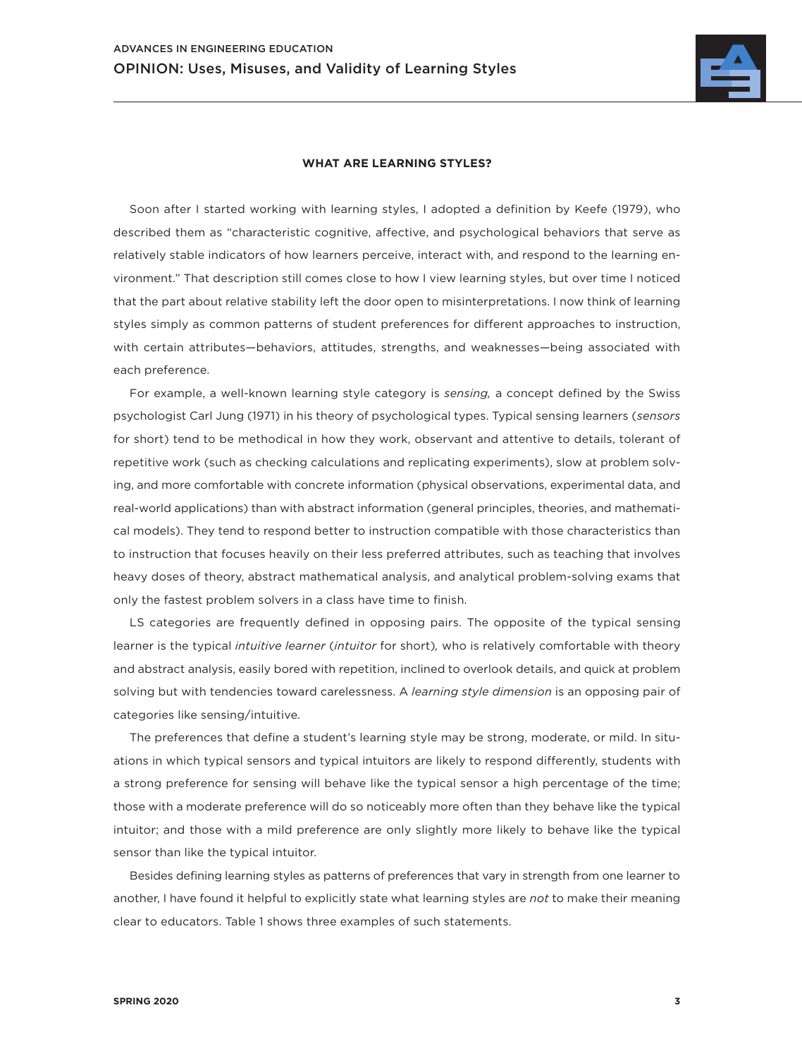### WHAT ARE LEARNING STYLES?

Soon after I started working with learning styles, I adopted a definition by Keefe (1979), who described them as "characteristic cognitive, affective, and psychological behaviors that serve as relatively stable indicators of how learners perceive, interact with, and respond to the learning environment." That description still comes close to how I view learning styles, but over time I noticed that the part about relative stability left the door open to misinterpretations. I now think of learning styles simply as common patterns of student preferences for different approaches to instruction, with certain attributes—behaviors, attitudes, strengths, and weaknesses—being associated with each preference.

For example, a well-known learning style category is *sensing,* a concept defined by the Swiss psychologist Carl Jung (1971) in his theory of psychological types. Typical sensing learners (*sensors* for short) tend to be methodical in how they work, observant and attentive to details, tolerant of repetitive work (such as checking calculations and replicating experiments), slow at problem solving, and more comfortable with concrete information (physical observations, experimental data, and real-world applications) than with abstract information (general principles, theories, and mathematical models). They tend to respond better to instruction compatible with those characteristics than to instruction that focuses heavily on their less preferred attributes, such as teaching that involves heavy doses of theory, abstract mathematical analysis, and analytical problem-solving exams that only the fastest problem solvers in a class have time to finish.

LS categories are frequently defined in opposing pairs. The opposite of the typical sensing learner is the typical *intuitive learner* (*intuitor* for short)*,* who is relatively comfortable with theory and abstract analysis, easily bored with repetition, inclined to overlook details, and quick at problem solving but with tendencies toward carelessness. A *learning style dimension* is an opposing pair of categories like sensing/intuitive.

The preferences that define a student's learning style may be strong, moderate, or mild. In situations in which typical sensors and typical intuitors are likely to respond differently, students with a strong preference for sensing will behave like the typical sensor a high percentage of the time; those with a moderate preference will do so noticeably more often than they behave like the typical intuitor; and those with a mild preference are only slightly more likely to behave like the typical sensor than like the typical intuitor.

Besides defining learning styles as patterns of preferences that vary in strength from one learner to another, I have found it helpful to explicitly state what learning styles are *not* to make their meaning clear to educators. Table 1 shows three examples of such statements.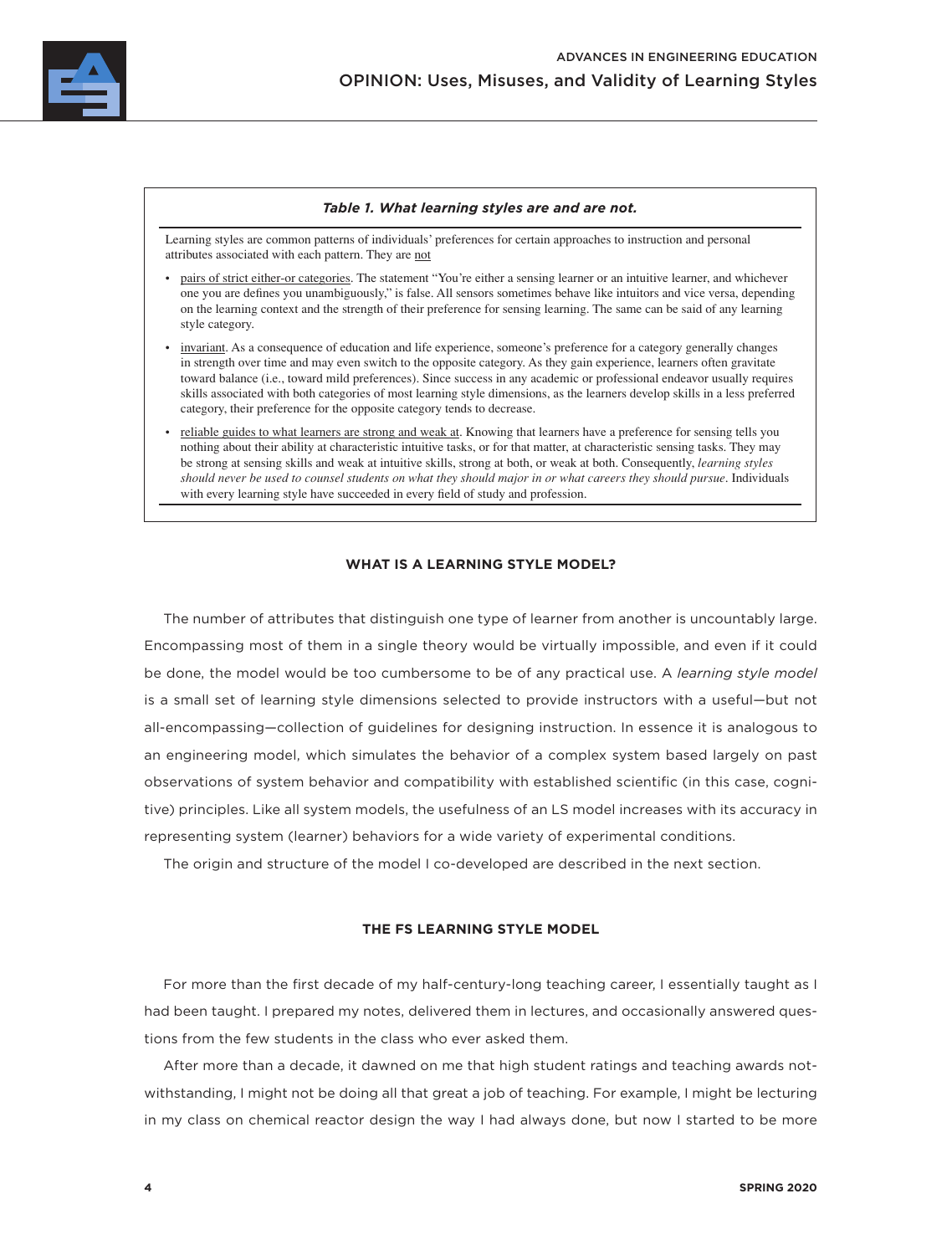**Table 1. What learning styles are and are not.**

Learning styles are common patterns of individuals' preferences for certain approaches to instruction and personal attributes associated with each pattern. They are not

- pairs of strict either-or categories. The statement "You're either a sensing learner or an intuitive learner, and whichever one you are defines you unambiguously," is false. All sensors sometimes behave like intuitors and vice versa, depending on the learning context and the strength of their preference for sensing learning. The same can be said of any learning style category.
- invariant. As a consequence of education and life experience, someone's preference for a category generally changes in strength over time and may even switch to the opposite category. As they gain experience, learners often gravitate toward balance (i.e., toward mild preferences). Since success in any academic or professional endeavor usually requires skills associated with both categories of most learning style dimensions, as the learners develop skills in a less preferred category, their preference for the opposite category tends to decrease.
- reliable guides to what learners are strong and weak at. Knowing that learners have a preference for sensing tells you nothing about their ability at characteristic intuitive tasks, or for that matter, at characteristic sensing tasks. They may be strong at sensing skills and weak at intuitive skills, strong at both, or weak at both. Consequently, *learning styles should never be used to counsel students on what they should major in or what careers they should pursue*. Individuals with every learning style have succeeded in every field of study and profession.

## WHAT IS A LEARNING STYLE MODEL?

The number of attributes that distinguish one type of learner from another is uncountably large. Encompassing most of them in a single theory would be virtually impossible, and even if it could be done, the model would be too cumbersome to be of any practical use. A *learning style model* is a small set of learning style dimensions selected to provide instructors with a useful—but not all-encompassing—collection of guidelines for designing instruction. In essence it is analogous to an engineering model, which simulates the behavior of a complex system based largely on past observations of system behavior and compatibility with established scientific (in this case, cognitive) principles. Like all system models, the usefulness of an LS model increases with its accuracy in representing system (learner) behaviors for a wide variety of experimental conditions.

The origin and structure of the model I co-developed are described in the next section.

## THE FS LEARNING STYLE MODEL

For more than the first decade of my half-century-long teaching career, I essentially taught as I had been taught. I prepared my notes, delivered them in lectures, and occasionally answered questions from the few students in the class who ever asked them.

After more than a decade, it dawned on me that high student ratings and teaching awards notwithstanding, I might not be doing all that great a job of teaching. For example, I might be lecturing in my class on chemical reactor design the way I had always done, but now I started to be more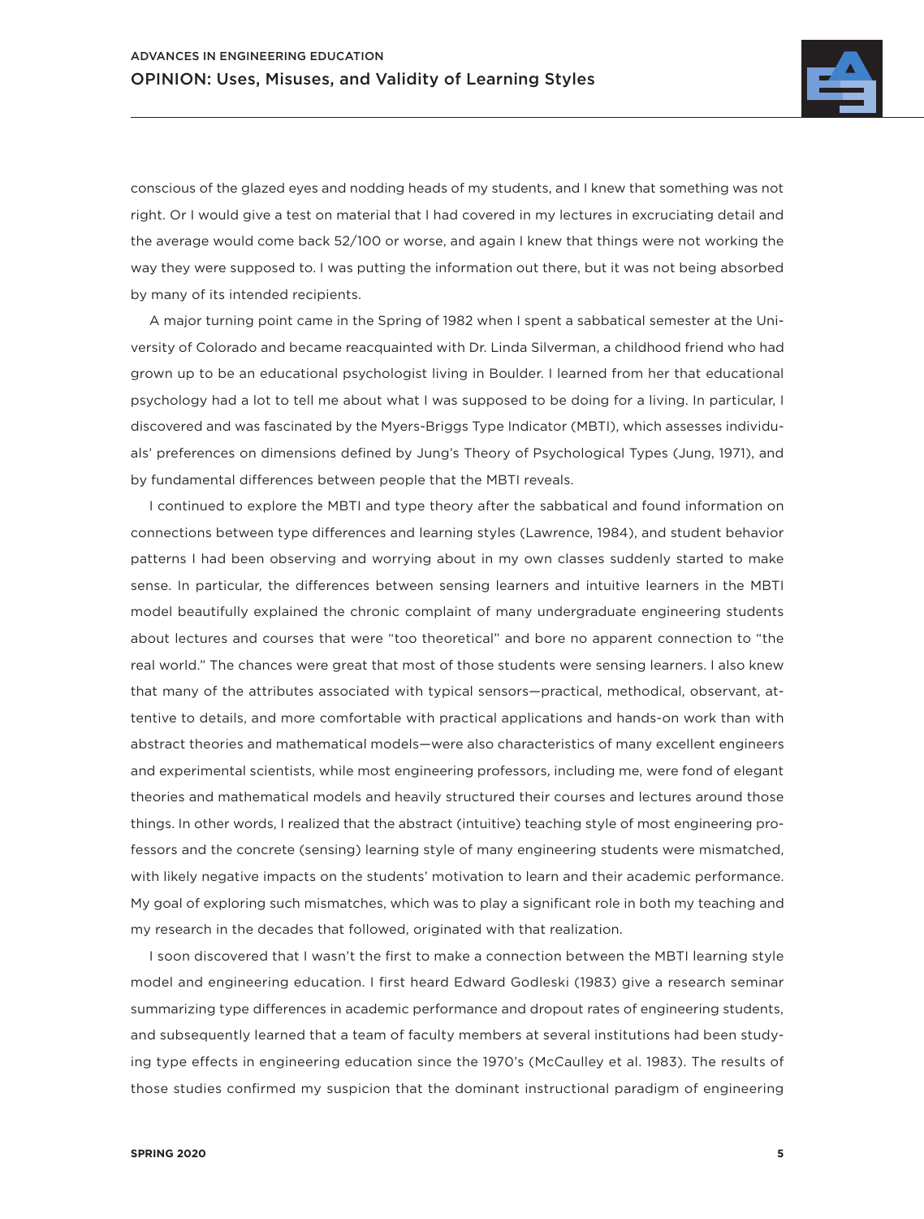conscious of the glazed eyes and nodding heads of my students, and I knew that something was not right. Or I would give a test on material that I had covered in my lectures in excruciating detail and the average would come back 52/100 or worse, and again I knew that things were not working the way they were supposed to. I was putting the information out there, but it was not being absorbed by many of its intended recipients.

A major turning point came in the Spring of 1982 when I spent a sabbatical semester at the University of Colorado and became reacquainted with Dr. Linda Silverman, a childhood friend who had grown up to be an educational psychologist living in Boulder. I learned from her that educational psychology had a lot to tell me about what I was supposed to be doing for a living. In particular, I discovered and was fascinated by the Myers-Briggs Type Indicator (MBTI), which assesses individuals' preferences on dimensions defined by Jung's Theory of Psychological Types (Jung, 1971), and by fundamental differences between people that the MBTI reveals.

I continued to explore the MBTI and type theory after the sabbatical and found information on connections between type differences and learning styles (Lawrence, 1984), and student behavior patterns I had been observing and worrying about in my own classes suddenly started to make sense. In particular, the differences between sensing learners and intuitive learners in the MBTI model beautifully explained the chronic complaint of many undergraduate engineering students about lectures and courses that were "too theoretical" and bore no apparent connection to "the real world." The chances were great that most of those students were sensing learners. I also knew that many of the attributes associated with typical sensors—practical, methodical, observant, attentive to details, and more comfortable with practical applications and hands-on work than with abstract theories and mathematical models—were also characteristics of many excellent engineers and experimental scientists, while most engineering professors, including me, were fond of elegant theories and mathematical models and heavily structured their courses and lectures around those things. In other words, I realized that the abstract (intuitive) teaching style of most engineering professors and the concrete (sensing) learning style of many engineering students were mismatched, with likely negative impacts on the students' motivation to learn and their academic performance. My goal of exploring such mismatches, which was to play a significant role in both my teaching and my research in the decades that followed, originated with that realization.

I soon discovered that I wasn't the first to make a connection between the MBTI learning style model and engineering education. I first heard Edward Godleski (1983) give a research seminar summarizing type differences in academic performance and dropout rates of engineering students, and subsequently learned that a team of faculty members at several institutions had been studying type effects in engineering education since the 1970's (McCaulley et al. 1983). The results of those studies confirmed my suspicion that the dominant instructional paradigm of engineering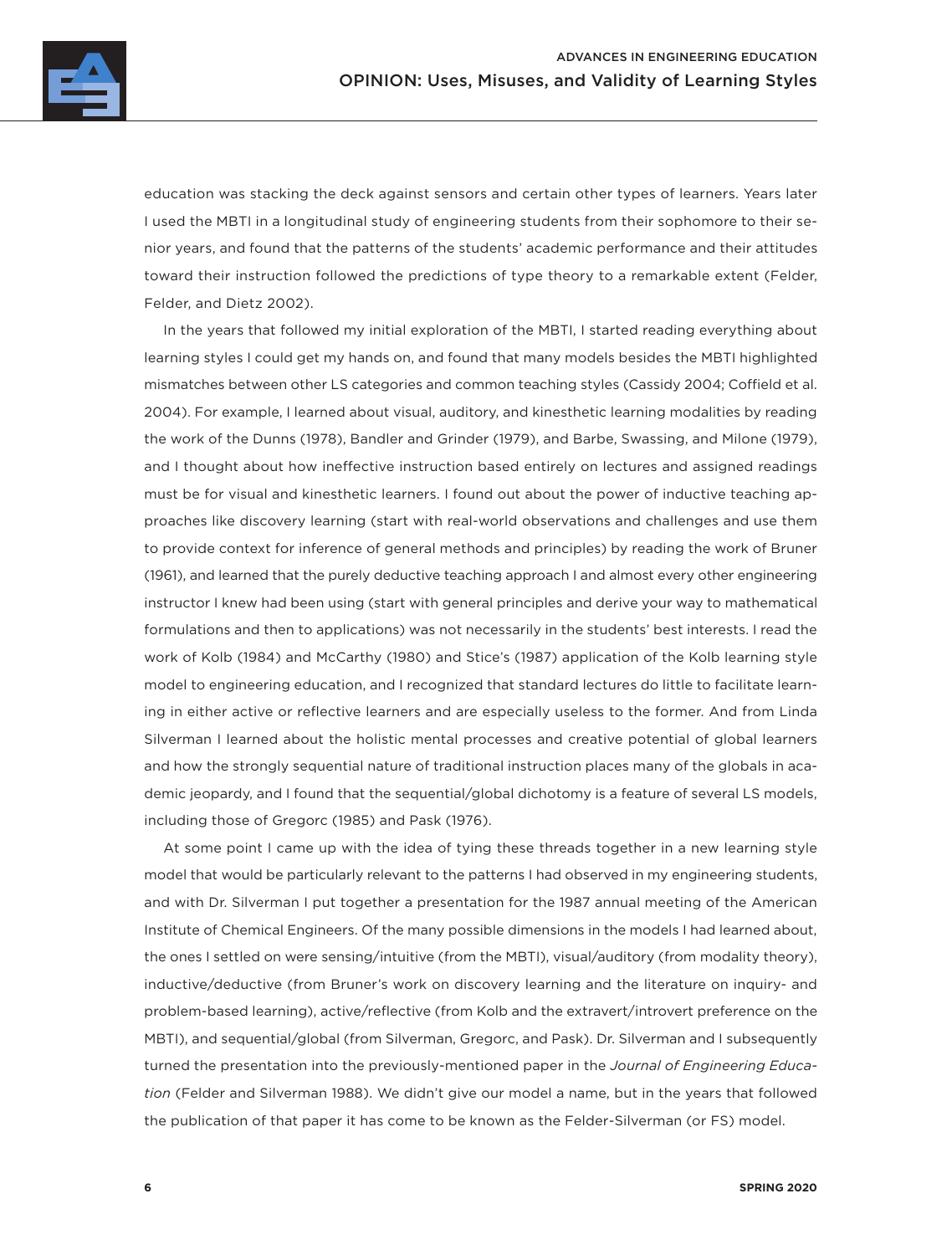education was stacking the deck against sensors and certain other types of learners. Years later I used the MBTI in a longitudinal study of engineering students from their sophomore to their senior years, and found that the patterns of the students' academic performance and their attitudes toward their instruction followed the predictions of type theory to a remarkable extent (Felder, Felder, and Dietz 2002).

In the years that followed my initial exploration of the MBTI, I started reading everything about learning styles I could get my hands on, and found that many models besides the MBTI highlighted mismatches between other LS categories and common teaching styles (Cassidy 2004; Coffield et al. 2004). For example, I learned about visual, auditory, and kinesthetic learning modalities by reading the work of the Dunns (1978), Bandler and Grinder (1979), and Barbe, Swassing, and Milone (1979), and I thought about how ineffective instruction based entirely on lectures and assigned readings must be for visual and kinesthetic learners. I found out about the power of inductive teaching approaches like discovery learning (start with real-world observations and challenges and use them to provide context for inference of general methods and principles) by reading the work of Bruner (1961), and learned that the purely deductive teaching approach I and almost every other engineering instructor I knew had been using (start with general principles and derive your way to mathematical formulations and then to applications) was not necessarily in the students' best interests. I read the work of Kolb (1984) and McCarthy (1980) and Stice's (1987) application of the Kolb learning style model to engineering education, and I recognized that standard lectures do little to facilitate learning in either active or reflective learners and are especially useless to the former. And from Linda Silverman I learned about the holistic mental processes and creative potential of global learners and how the strongly sequential nature of traditional instruction places many of the globals in academic jeopardy, and I found that the sequential/global dichotomy is a feature of several LS models, including those of Gregorc (1985) and Pask (1976).

At some point I came up with the idea of tying these threads together in a new learning style model that would be particularly relevant to the patterns I had observed in my engineering students, and with Dr. Silverman I put together a presentation for the 1987 annual meeting of the American Institute of Chemical Engineers. Of the many possible dimensions in the models I had learned about, the ones I settled on were sensing/intuitive (from the MBTI), visual/auditory (from modality theory), inductive/deductive (from Bruner's work on discovery learning and the literature on inquiry- and problem-based learning), active/reflective (from Kolb and the extravert/introvert preference on the MBTI), and sequential/global (from Silverman, Gregorc, and Pask). Dr. Silverman and I subsequently turned the presentation into the previously-mentioned paper in the *Journal of Engineering Education* (Felder and Silverman 1988). We didn't give our model a name, but in the years that followed the publication of that paper it has come to be known as the Felder-Silverman (or FS) model.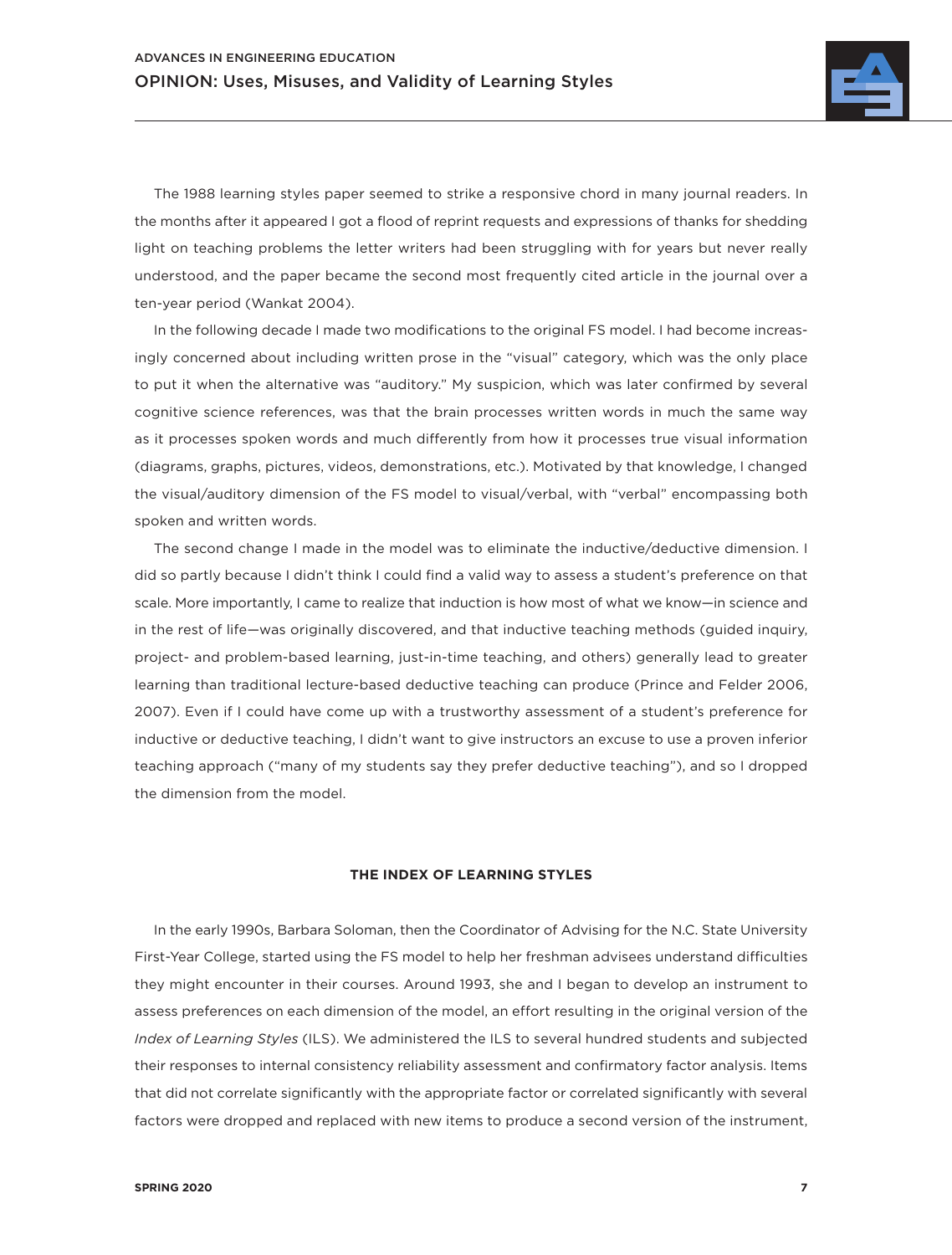The 1988 learning styles paper seemed to strike a responsive chord in many journal readers. In the months after it appeared I got a flood of reprint requests and expressions of thanks for shedding light on teaching problems the letter writers had been struggling with for years but never really understood, and the paper became the second most frequently cited article in the journal over a ten-year period (Wankat 2004).

In the following decade I made two modifications to the original FS model. I had become increasingly concerned about including written prose in the "visual" category, which was the only place to put it when the alternative was "auditory." My suspicion, which was later confirmed by several cognitive science references, was that the brain processes written words in much the same way as it processes spoken words and much differently from how it processes true visual information (diagrams, graphs, pictures, videos, demonstrations, etc.). Motivated by that knowledge, I changed the visual/auditory dimension of the FS model to visual/verbal, with "verbal" encompassing both spoken and written words.

The second change I made in the model was to eliminate the inductive/deductive dimension. I did so partly because I didn't think I could find a valid way to assess a student's preference on that scale. More importantly, I came to realize that induction is how most of what we know—in science and in the rest of life—was originally discovered, and that inductive teaching methods (guided inquiry, project- and problem-based learning, just-in-time teaching, and others) generally lead to greater learning than traditional lecture-based deductive teaching can produce (Prince and Felder 2006, 2007). Even if I could have come up with a trustworthy assessment of a student's preference for inductive or deductive teaching, I didn't want to give instructors an excuse to use a proven inferior teaching approach ("many of my students say they prefer deductive teaching"), and so I dropped the dimension from the model.

## THE INDEX OF LEARNING STYLES

In the early 1990s, Barbara Soloman, then the Coordinator of Advising for the N.C. State University First-Year College, started using the FS model to help her freshman advisees understand difficulties they might encounter in their courses. Around 1993, she and I began to develop an instrument to assess preferences on each dimension of the model, an effort resulting in the original version of the *Index of Learning Styles* (ILS). We administered the ILS to several hundred students and subjected their responses to internal consistency reliability assessment and confirmatory factor analysis. Items that did not correlate significantly with the appropriate factor or correlated significantly with several factors were dropped and replaced with new items to produce a second version of the instrument,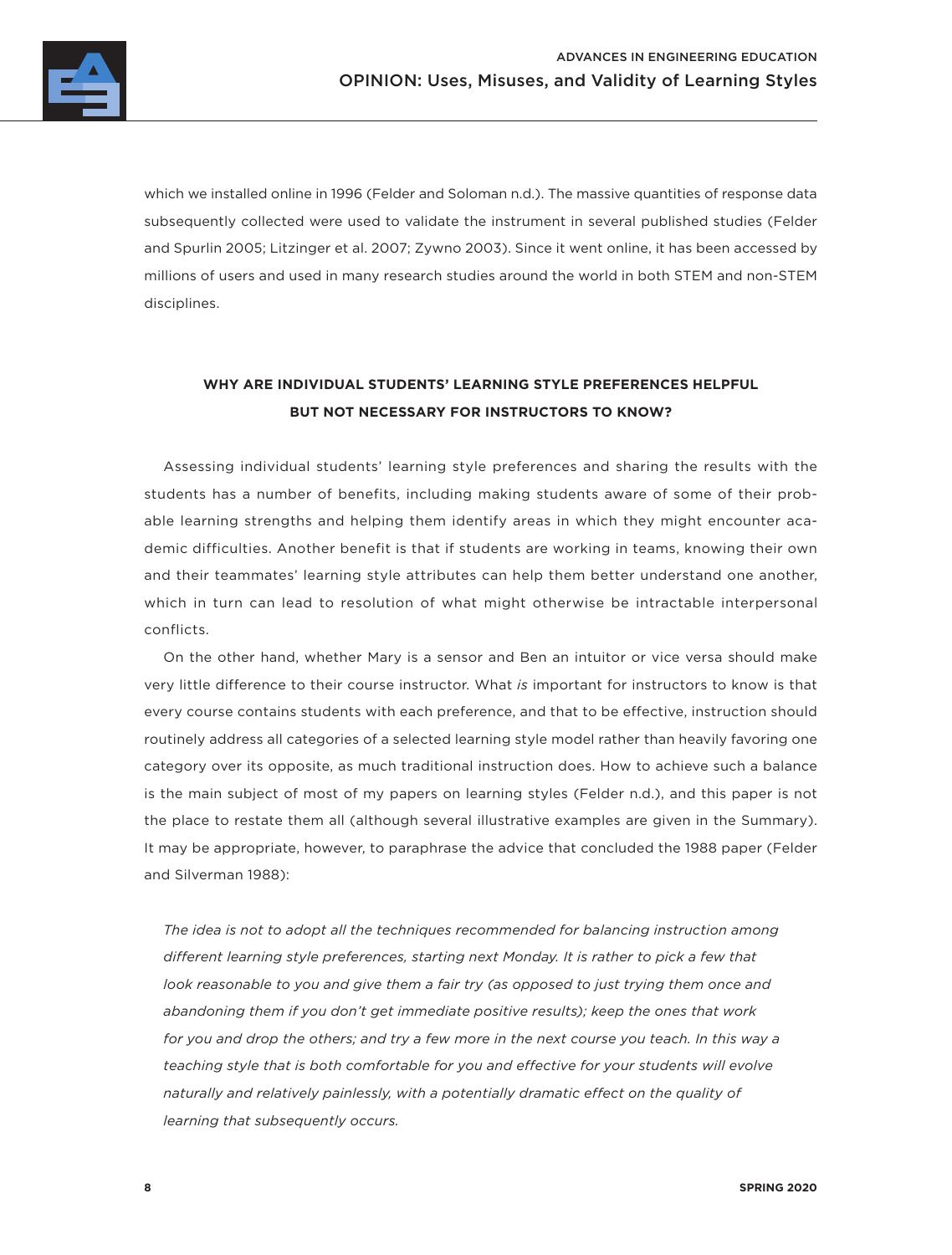which we installed online in 1996 (Felder and Soloman n.d.). The massive quantities of response data subsequently collected were used to validate the instrument in several published studies (Felder and Spurlin 2005; Litzinger et al. 2007; Zywno 2003). Since it went online, it has been accessed by millions of users and used in many research studies around the world in both STEM and non-STEM disciplines.

## WHY ARE INDIVIDUAL STUDENTS' LEARNING STYLE PREFERENCES HELPFUL BUT NOT NECESSARY FOR INSTRUCTORS TO KNOW?

Assessing individual students' learning style preferences and sharing the results with the students has a number of benefits, including making students aware of some of their probable learning strengths and helping them identify areas in which they might encounter academic difficulties. Another benefit is that if students are working in teams, knowing their own and their teammates' learning style attributes can help them better understand one another, which in turn can lead to resolution of what might otherwise be intractable interpersonal conflicts.

On the other hand, whether Mary is a sensor and Ben an intuitor or vice versa should make very little difference to their course instructor. What *is* important for instructors to know is that every course contains students with each preference, and that to be effective, instruction should routinely address all categories of a selected learning style model rather than heavily favoring one category over its opposite, as much traditional instruction does. How to achieve such a balance is the main subject of most of my papers on learning styles (Felder n.d.), and this paper is not the place to restate them all (although several illustrative examples are given in the Summary). It may be appropriate, however, to paraphrase the advice that concluded the 1988 paper (Felder and Silverman 1988):

> *The idea is not to adopt all the techniques recommended for balancing instruction among different learning style preferences, starting next Monday. It is rather to pick a few that look reasonable to you and give them a fair try (as opposed to just trying them once and abandoning them if you don't get immediate positive results); keep the ones that work for you and drop the others; and try a few more in the next course you teach. In this way a teaching style that is both comfortable for you and effective for your students will evolve naturally and relatively painlessly, with a potentially dramatic effect on the quality of learning that subsequently occurs.*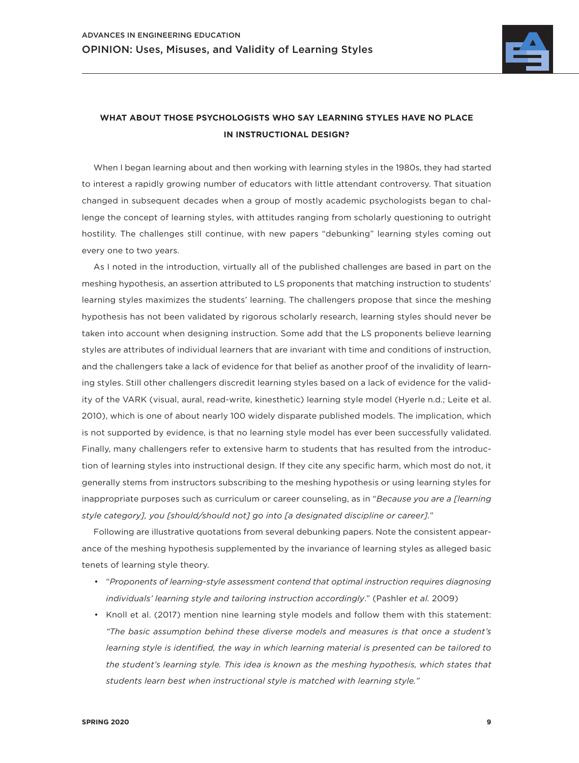### WHAT ABOUT THOSE PSYCHOLOGISTS WHO SAY LEARNING STYLES HAVE NO PLACE IN INSTRUCTIONAL DESIGN?

When I began learning about and then working with learning styles in the 1980s, they had started to interest a rapidly growing number of educators with little attendant controversy. That situation changed in subsequent decades when a group of mostly academic psychologists began to challenge the concept of learning styles, with attitudes ranging from scholarly questioning to outright hostility. The challenges still continue, with new papers "debunking" learning styles coming out every one to two years.

As I noted in the introduction, virtually all of the published challenges are based in part on the meshing hypothesis, an assertion attributed to LS proponents that matching instruction to students' learning styles maximizes the students' learning. The challengers propose that since the meshing hypothesis has not been validated by rigorous scholarly research, learning styles should never be taken into account when designing instruction. Some add that the LS proponents believe learning styles are attributes of individual learners that are invariant with time and conditions of instruction, and the challengers take a lack of evidence for that belief as another proof of the invalidity of learning styles. Still other challengers discredit learning styles based on a lack of evidence for the validity of the VARK (visual, aural, read-write, kinesthetic) learning style model (Hyerle n.d.; Leite et al. 2010), which is one of about nearly 100 widely disparate published models. The implication, which is not supported by evidence, is that no learning style model has ever been successfully validated. Finally, many challengers refer to extensive harm to students that has resulted from the introduction of learning styles into instructional design. If they cite any specific harm, which most do not, it generally stems from instructors subscribing to the meshing hypothesis or using learning styles for inappropriate purposes such as curriculum or career counseling, as in "*Because you are a [learning style category], you [should/should not] go into [a designated discipline or career].*"

Following are illustrative quotations from several debunking papers. Note the consistent appearance of the meshing hypothesis supplemented by the invariance of learning styles as alleged basic tenets of learning style theory.

- "*Proponents of learning-style assessment contend that optimal instruction requires diagnosing individuals' learning style and tailoring instruction accordingly*." (Pashler *et al.* 2009)
- Knoll et al. (2017) mention nine learning style models and follow them with this statement: *"The basic assumption behind these diverse models and measures is that once a student's learning style is identified, the way in which learning material is presented can be tailored to the student's learning style. This idea is known as the meshing hypothesis, which states that students learn best when instructional style is matched with learning style."*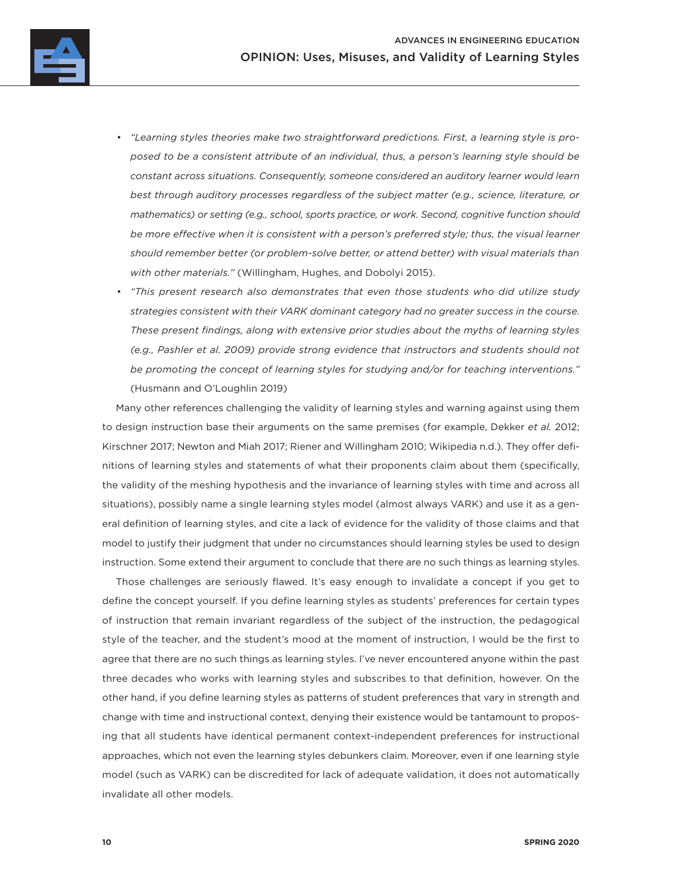- *"Learning styles theories make two straightforward predictions. First, a learning style is proposed to be a consistent attribute of an individual, thus, a person's learning style should be constant across situations. Consequently, someone considered an auditory learner would learn best through auditory processes regardless of the subject matter (e.g., science, literature, or mathematics) or setting (e.g., school, sports practice, or work. Second, cognitive function should be more effective when it is consistent with a person's preferred style; thus, the visual learner should remember better (or problem-solve better, or attend better) with visual materials than with other materials."* (Willingham, Hughes, and Dobolyi 2015).
- *"This present research also demonstrates that even those students who did utilize study strategies consistent with their VARK dominant category had no greater success in the course. These present findings, along with extensive prior studies about the myths of learning styles (e.g., Pashler et al. 2009) provide strong evidence that instructors and students should not be promoting the concept of learning styles for studying and/or for teaching interventions."* (Husmann and O'Loughlin 2019)

Many other references challenging the validity of learning styles and warning against using them to design instruction base their arguments on the same premises (for example, Dekker *et al.* 2012; Kirschner 2017; Newton and Miah 2017; Riener and Willingham 2010; Wikipedia n.d.). They offer definitions of learning styles and statements of what their proponents claim about them (specifically, the validity of the meshing hypothesis and the invariance of learning styles with time and across all situations), possibly name a single learning styles model (almost always VARK) and use it as a general definition of learning styles, and cite a lack of evidence for the validity of those claims and that model to justify their judgment that under no circumstances should learning styles be used to design instruction. Some extend their argument to conclude that there are no such things as learning styles.

Those challenges are seriously flawed. It's easy enough to invalidate a concept if you get to define the concept yourself. If you define learning styles as students' preferences for certain types of instruction that remain invariant regardless of the subject of the instruction, the pedagogical style of the teacher, and the student's mood at the moment of instruction, I would be the first to agree that there are no such things as learning styles. I've never encountered anyone within the past three decades who works with learning styles and subscribes to that definition, however. On the other hand, if you define learning styles as patterns of student preferences that vary in strength and change with time and instructional context, denying their existence would be tantamount to proposing that all students have identical permanent context-independent preferences for instructional approaches, which not even the learning styles debunkers claim. Moreover, even if one learning style model (such as VARK) can be discredited for lack of adequate validation, it does not automatically invalidate all other models.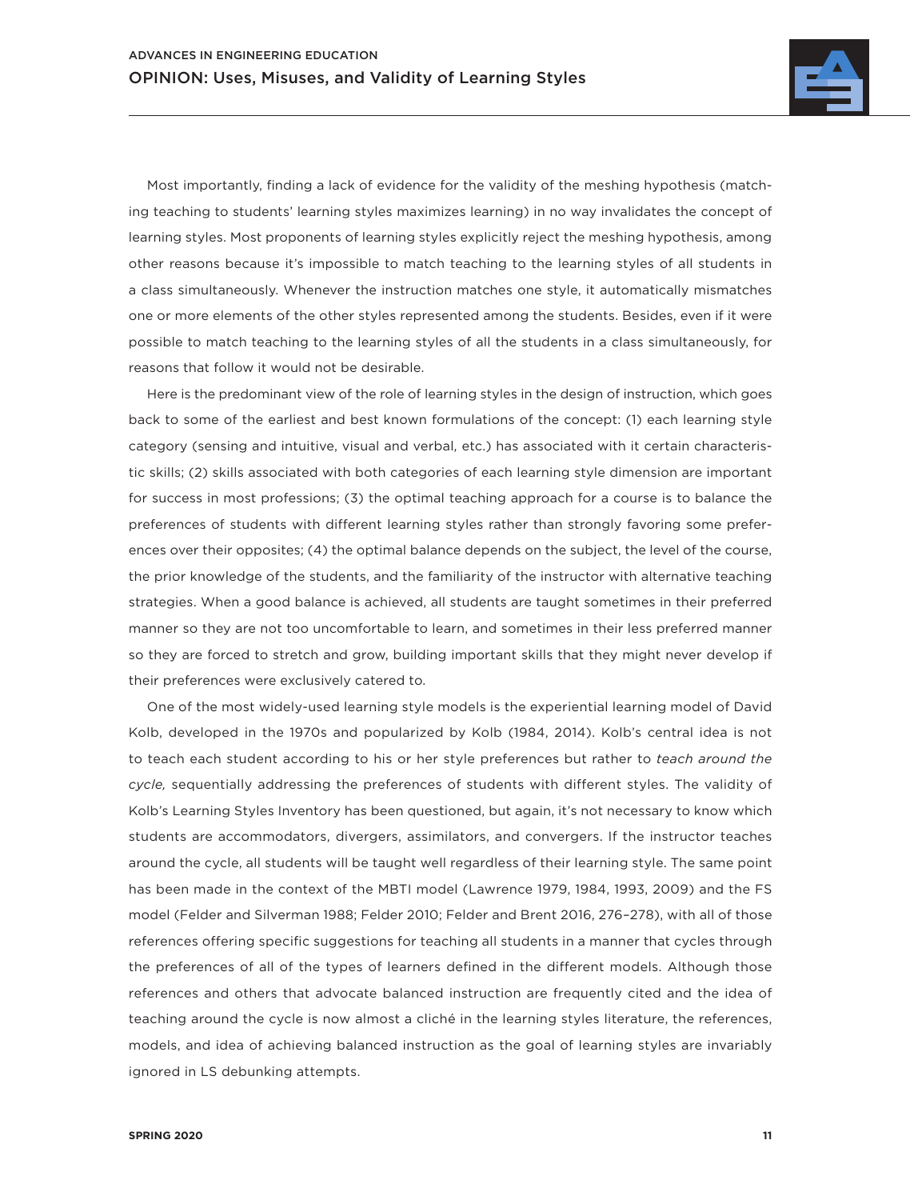Most importantly, finding a lack of evidence for the validity of the meshing hypothesis (matching teaching to students' learning styles maximizes learning) in no way invalidates the concept of learning styles. Most proponents of learning styles explicitly reject the meshing hypothesis, among other reasons because it's impossible to match teaching to the learning styles of all students in a class simultaneously. Whenever the instruction matches one style, it automatically mismatches one or more elements of the other styles represented among the students. Besides, even if it were possible to match teaching to the learning styles of all the students in a class simultaneously, for reasons that follow it would not be desirable.

Here is the predominant view of the role of learning styles in the design of instruction, which goes back to some of the earliest and best known formulations of the concept: (1) each learning style category (sensing and intuitive, visual and verbal, etc.) has associated with it certain characteristic skills; (2) skills associated with both categories of each learning style dimension are important for success in most professions; (3) the optimal teaching approach for a course is to balance the preferences of students with different learning styles rather than strongly favoring some preferences over their opposites; (4) the optimal balance depends on the subject, the level of the course, the prior knowledge of the students, and the familiarity of the instructor with alternative teaching strategies. When a good balance is achieved, all students are taught sometimes in their preferred manner so they are not too uncomfortable to learn, and sometimes in their less preferred manner so they are forced to stretch and grow, building important skills that they might never develop if their preferences were exclusively catered to.

One of the most widely-used learning style models is the experiential learning model of David Kolb, developed in the 1970s and popularized by Kolb (1984, 2014). Kolb's central idea is not to teach each student according to his or her style preferences but rather to *teach around the cycle,* sequentially addressing the preferences of students with different styles. The validity of Kolb's Learning Styles Inventory has been questioned, but again, it's not necessary to know which students are accommodators, divergers, assimilators, and convergers. If the instructor teaches around the cycle, all students will be taught well regardless of their learning style. The same point has been made in the context of the MBTI model (Lawrence 1979, 1984, 1993, 2009) and the FS model (Felder and Silverman 1988; Felder 2010; Felder and Brent 2016, 276–278), with all of those references offering specific suggestions for teaching all students in a manner that cycles through the preferences of all of the types of learners defined in the different models. Although those references and others that advocate balanced instruction are frequently cited and the idea of teaching around the cycle is now almost a cliché in the learning styles literature, the references, models, and idea of achieving balanced instruction as the goal of learning styles are invariably ignored in LS debunking attempts.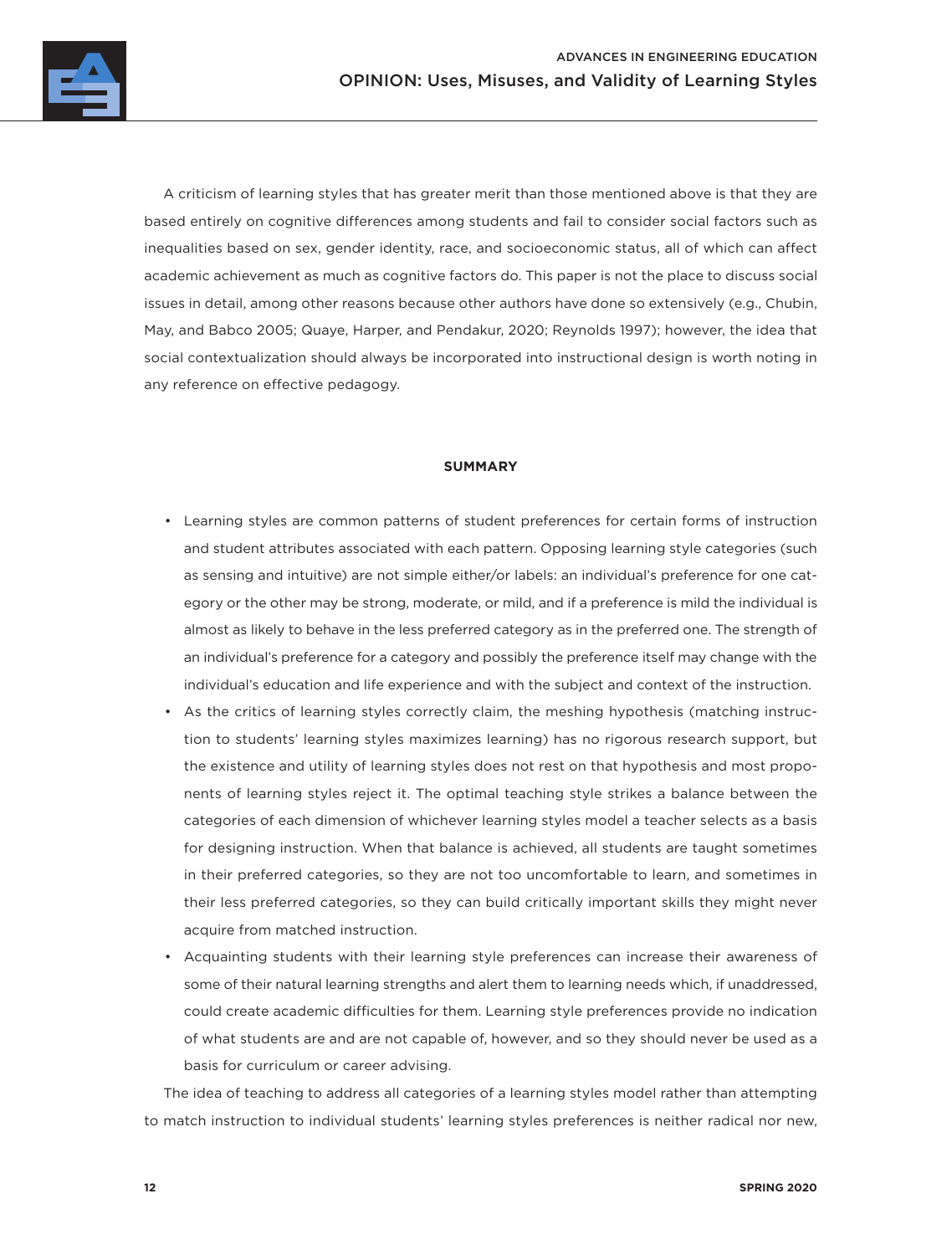A criticism of learning styles that has greater merit than those mentioned above is that they are based entirely on cognitive differences among students and fail to consider social factors such as inequalities based on sex, gender identity, race, and socioeconomic status, all of which can affect academic achievement as much as cognitive factors do. This paper is not the place to discuss social issues in detail, among other reasons because other authors have done so extensively (e.g., Chubin, May, and Babco 2005; Quaye, Harper, and Pendakur, 2020; Reynolds 1997); however, the idea that social contextualization should always be incorporated into instructional design is worth noting in any reference on effective pedagogy.

## SUMMARY

- Learning styles are common patterns of student preferences for certain forms of instruction and student attributes associated with each pattern. Opposing learning style categories (such as sensing and intuitive) are not simple either/or labels: an individual's preference for one category or the other may be strong, moderate, or mild, and if a preference is mild the individual is almost as likely to behave in the less preferred category as in the preferred one. The strength of an individual's preference for a category and possibly the preference itself may change with the individual's education and life experience and with the subject and context of the instruction.
- As the critics of learning styles correctly claim, the meshing hypothesis (matching instruction to students' learning styles maximizes learning) has no rigorous research support, but the existence and utility of learning styles does not rest on that hypothesis and most proponents of learning styles reject it. The optimal teaching style strikes a balance between the categories of each dimension of whichever learning styles model a teacher selects as a basis for designing instruction. When that balance is achieved, all students are taught sometimes in their preferred categories, so they are not too uncomfortable to learn, and sometimes in their less preferred categories, so they can build critically important skills they might never acquire from matched instruction.
- Acquainting students with their learning style preferences can increase their awareness of some of their natural learning strengths and alert them to learning needs which, if unaddressed, could create academic difficulties for them. Learning style preferences provide no indication of what students are and are not capable of, however, and so they should never be used as a basis for curriculum or career advising.

The idea of teaching to address all categories of a learning styles model rather than attempting to match instruction to individual students' learning styles preferences is neither radical nor new,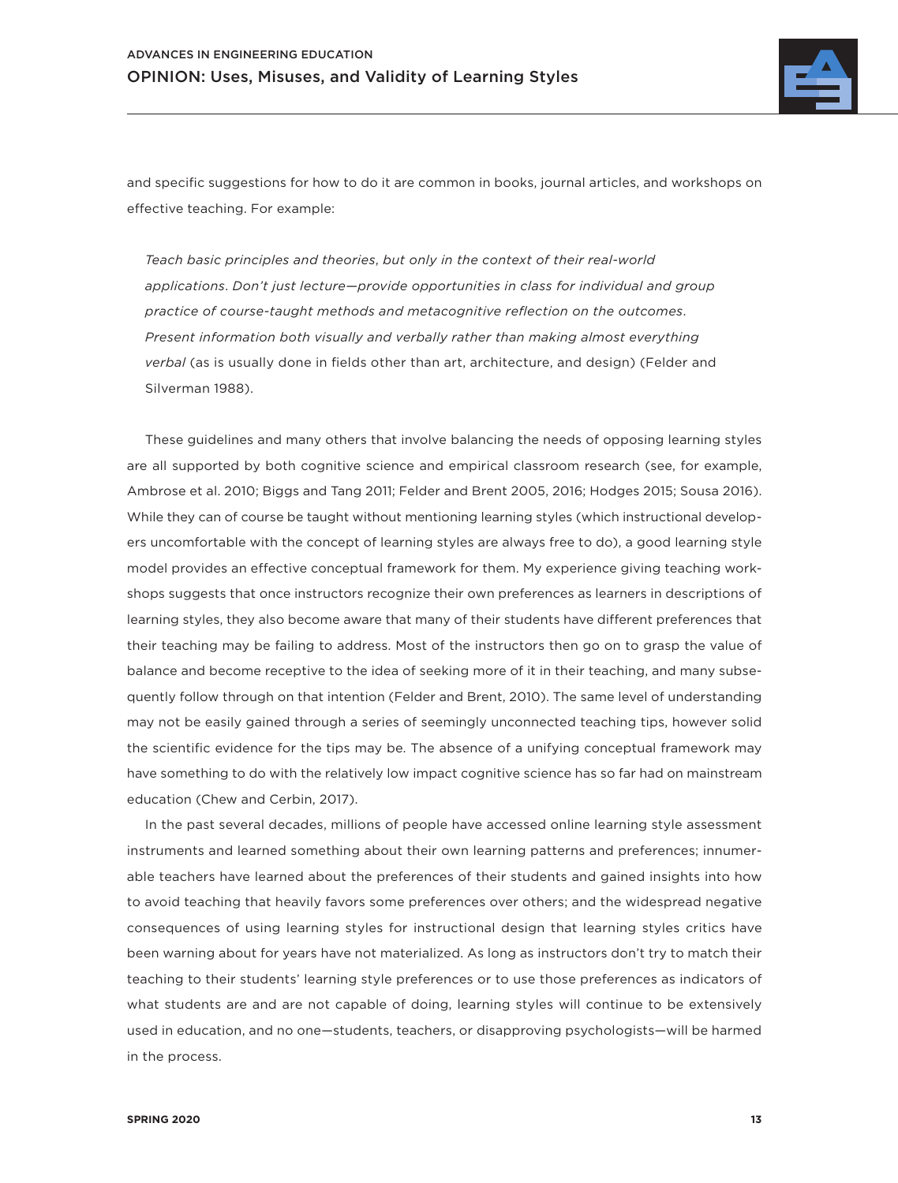and specific suggestions for how to do it are common in books, journal articles, and workshops on effective teaching. For example:

> *Teach basic principles and theories, but only in the context of their real-world applications. Don't just lecture—provide opportunities in class for individual and group practice of course-taught methods and metacognitive reflection on the outcomes. Present information both visually and verbally rather than making almost everything verbal* (as is usually done in fields other than art, architecture, and design) (Felder and Silverman 1988).

These guidelines and many others that involve balancing the needs of opposing learning styles are all supported by both cognitive science and empirical classroom research (see, for example, Ambrose et al. 2010; Biggs and Tang 2011; Felder and Brent 2005, 2016; Hodges 2015; Sousa 2016). While they can of course be taught without mentioning learning styles (which instructional developers uncomfortable with the concept of learning styles are always free to do), a good learning style model provides an effective conceptual framework for them. My experience giving teaching workshops suggests that once instructors recognize their own preferences as learners in descriptions of learning styles, they also become aware that many of their students have different preferences that their teaching may be failing to address. Most of the instructors then go on to grasp the value of balance and become receptive to the idea of seeking more of it in their teaching, and many subsequently follow through on that intention (Felder and Brent, 2010). The same level of understanding may not be easily gained through a series of seemingly unconnected teaching tips, however solid the scientific evidence for the tips may be. The absence of a unifying conceptual framework may have something to do with the relatively low impact cognitive science has so far had on mainstream education (Chew and Cerbin, 2017).

In the past several decades, millions of people have accessed online learning style assessment instruments and learned something about their own learning patterns and preferences; innumerable teachers have learned about the preferences of their students and gained insights into how to avoid teaching that heavily favors some preferences over others; and the widespread negative consequences of using learning styles for instructional design that learning styles critics have been warning about for years have not materialized. As long as instructors don't try to match their teaching to their students' learning style preferences or to use those preferences as indicators of what students are and are not capable of doing, learning styles will continue to be extensively used in education, and no one—students, teachers, or disapproving psychologists—will be harmed in the process.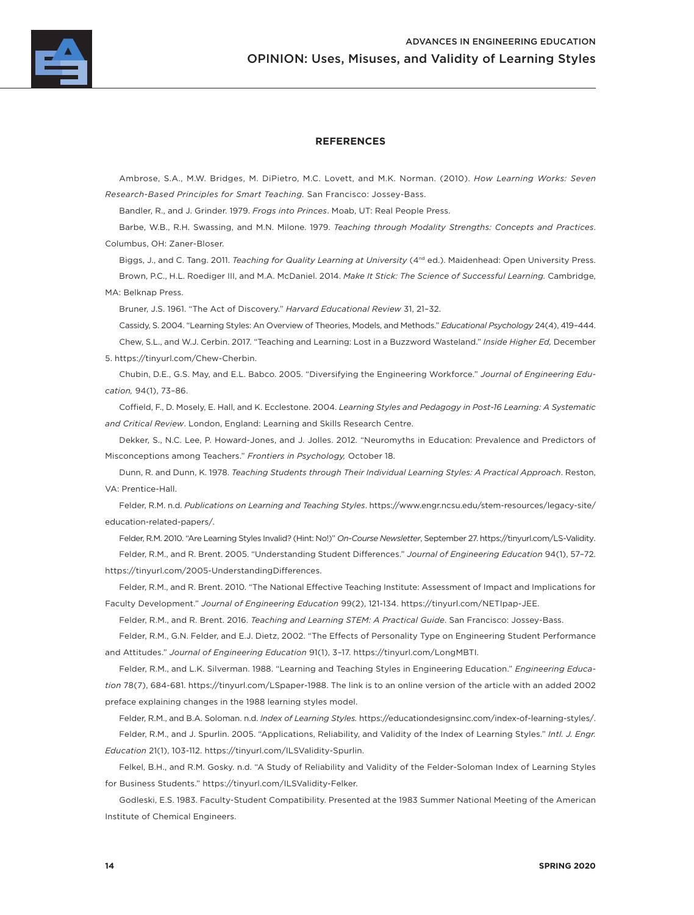## REFERENCES

Ambrose, S.A., M.W. Bridges, M. DiPietro, M.C. Lovett, and M.K. Norman. (2010). *How Learning Works: Seven Research-Based Principles for Smart Teaching.* San Francisco: Jossey-Bass.

Bandler, R., and J. Grinder. 1979. *Frogs into Princes*. Moab, UT: Real People Press.

Barbe, W.B., R.H. Swassing, and M.N. Milone. 1979. *Teaching through Modality Strengths: Concepts and Practices*. Columbus, OH: Zaner-Bloser.

Biggs, J., and C. Tang. 2011. *Teaching for Quality Learning at University* (4th ed.). Maidenhead: Open University Press.

Brown, P.C., H.L. Roediger III, and M.A. McDaniel. 2014. *Make It Stick: The Science of Successful Learning.* Cambridge, MA: Belknap Press.

Bruner, J.S. 1961. "The Act of Discovery." *Harvard Educational Review* 31, 21–32.

Cassidy, S. 2004. "Learning Styles: An Overview of Theories, Models, and Methods." *Educational Psychology* 24(4), 419–444.

Chew, S.L., and W.J. Cerbin. 2017. "Teaching and Learning: Lost in a Buzzword Wasteland." *Inside Higher Ed,* December 5. https://tinyurl.com/Chew-Cherbin.

Chubin, D.E., G.S. May, and E.L. Babco. 2005. "Diversifying the Engineering Workforce." *Journal of Engineering Education,* 94(1), 73–86.

Coffield, F., D. Mosely, E. Hall, and K. Ecclestone. 2004. *Learning Styles and Pedagogy in Post-16 Learning: A Systematic and Critical Review*. London, England: Learning and Skills Research Centre.

Dekker, S., N.C. Lee, P. Howard-Jones, and J. Jolles. 2012. "Neuromyths in Education: Prevalence and Predictors of Misconceptions among Teachers." *Frontiers in Psychology,* October 18.

Dunn, R. and Dunn, K. 1978. *Teaching Students through Their Individual Learning Styles: A Practical Approach*. Reston, VA: Prentice-Hall.

Felder, R.M. n.d. *Publications on Learning and Teaching Styles*. https://www.engr.ncsu.edu/stem-resources/legacy-site/education-related-papers/.

Felder, R.M. 2010. "Are Learning Styles Invalid? (Hint: No!)" *On-Course Newsletter*, September 27. https://tinyurl.com/LS-Validity.

Felder, R.M., and R. Brent. 2005. "Understanding Student Differences." *Journal of Engineering Education* 94(1), 57–72. https://tinyurl.com/2005-UnderstandingDifferences.

Felder, R.M., and R. Brent. 2010. "The National Effective Teaching Institute: Assessment of Impact and Implications for Faculty Development." *Journal of Engineering Education* 99(2), 121-134. https://tinyurl.com/NETIpap-JEE.

Felder, R.M., and R. Brent. 2016. *Teaching and Learning STEM: A Practical Guide*. San Francisco: Jossey-Bass.

Felder, R.M., G.N. Felder, and E.J. Dietz, 2002. "The Effects of Personality Type on Engineering Student Performance and Attitudes." *Journal of Engineering Education* 91(1), 3–17. https://tinyurl.com/LongMBTI.

Felder, R.M., and L.K. Silverman. 1988. "Learning and Teaching Styles in Engineering Education." *Engineering Education* 78(7), 684-681. https://tinyurl.com/LSpaper-1988. The link is to an online version of the article with an added 2002 preface explaining changes in the 1988 learning styles model.

Felder, R.M., and B.A. Soloman. n.d. *Index of Learning Styles.* https://educationdesignsinc.com/index-of-learning-styles/.

Felder, R.M., and J. Spurlin. 2005. "Applications, Reliability, and Validity of the Index of Learning Styles." *Intl. J. Engr. Education* 21(1), 103-112. https://tinyurl.com/ILSValidity-Spurlin.

Felkel, B.H., and R.M. Gosky. n.d. "A Study of Reliability and Validity of the Felder-Soloman Index of Learning Styles for Business Students." https://tinyurl.com/ILSValidity-Felker.

Godleski, E.S. 1983. Faculty-Student Compatibility. Presented at the 1983 Summer National Meeting of the American Institute of Chemical Engineers.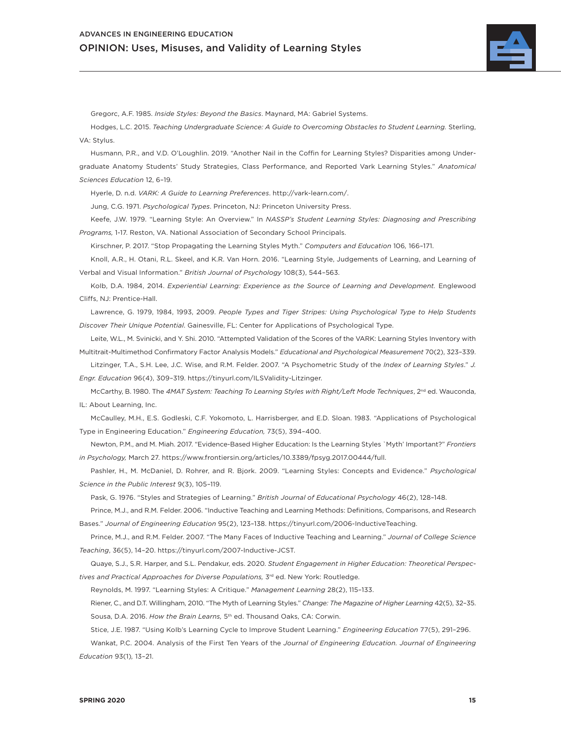Gregorc, A.F. 1985. *Inside Styles: Beyond the Basics*. Maynard, MA: Gabriel Systems.

Hodges, L.C. 2015. *Teaching Undergraduate Science: A Guide to Overcoming Obstacles to Student Learning.* Sterling, VA: Stylus.

Husmann, P.R., and V.D. O'Loughlin. 2019. "Another Nail in the Coffin for Learning Styles? Disparities among Undergraduate Anatomy Students' Study Strategies, Class Performance, and Reported Vark Learning Styles." *Anatomical Sciences Education* 12, 6–19.

Hyerle, D. n.d. *VARK: A Guide to Learning Preferences*. http://vark-learn.com/.

Jung, C.G. 1971. *Psychological Types*. Princeton, NJ: Princeton University Press.

Keefe, J.W. 1979. "Learning Style: An Overview." In *NASSP's Student Learning Styles: Diagnosing and Prescribing Programs,* 1-17. Reston, VA. National Association of Secondary School Principals.

Kirschner, P. 2017. "Stop Propagating the Learning Styles Myth." *Computers and Education* 106, 166–171.

Knoll, A.R., H. Otani, R.L. Skeel, and K.R. Van Horn. 2016. "Learning Style, Judgements of Learning, and Learning of Verbal and Visual Information." *British Journal of Psychology* 108(3), 544–563.

Kolb, D.A. 1984, 2014. *Experiential Learning: Experience as the Source of Learning and Development.* Englewood Cliffs, NJ: Prentice-Hall.

Lawrence, G. 1979, 1984, 1993, 2009. *People Types and Tiger Stripes: Using Psychological Type to Help Students Discover Their Unique Potential*. Gainesville, FL: Center for Applications of Psychological Type.

Leite, W.L., M. Svinicki, and Y. Shi. 2010. "Attempted Validation of the Scores of the VARK: Learning Styles Inventory with Multitrait-Multimethod Confirmatory Factor Analysis Models." *Educational and Psychological Measurement* 70(2), 323–339.

Litzinger, T.A., S.H. Lee, J.C. Wise, and R.M. Felder. 2007. "A Psychometric Study of the *Index of Learning Styles*." *J. Engr. Education* 96(4), 309–319. https://tinyurl.com/ILSValidity-Litzinger.

McCarthy, B. 1980. The *4MAT System: Teaching To Learning Styles with Right/Left Mode Techniques*, 2nd ed. Wauconda, IL: About Learning, Inc.

McCaulley, M.H., E.S. Godleski, C.F. Yokomoto, L. Harrisberger, and E.D. Sloan. 1983. "Applications of Psychological Type in Engineering Education." *Engineering Education,* 73(5), 394–400.

Newton, P.M., and M. Miah. 2017. "Evidence-Based Higher Education: Is the Learning Styles `Myth' Important?" *Frontiers in Psychology,* March 27. https://www.frontiersin.org/articles/10.3389/fpsyg.2017.00444/full.

Pashler, H., M. McDaniel, D. Rohrer, and R. Bjork. 2009. "Learning Styles: Concepts and Evidence." *Psychological Science in the Public Interest* 9(3), 105–119.

Pask, G. 1976. "Styles and Strategies of Learning." *British Journal of Educational Psychology* 46(2), 128–148.

Prince, M.J., and R.M. Felder. 2006. "Inductive Teaching and Learning Methods: Definitions, Comparisons, and Research Bases." *Journal of Engineering Education* 95(2), 123–138. https://tinyurl.com/2006-InductiveTeaching.

Prince, M.J., and R.M. Felder. 2007. "The Many Faces of Inductive Teaching and Learning." *Journal of College Science Teaching*, 36(5), 14–20. https://tinyurl.com/2007-Inductive-JCST.

Quaye, S.J., S.R. Harper, and S.L. Pendakur, eds. 2020. *Student Engagement in Higher Education: Theoretical Perspectives and Practical Approaches for Diverse Populations,* 3rd ed. New York: Routledge.

Reynolds, M. 1997. "Learning Styles: A Critique." *Management Learning* 28(2), 115–133.

Riener, C., and D.T. Willingham, 2010. "The Myth of Learning Styles." *Change: The Magazine of Higher Learning* 42(5), 32–35.

Sousa, D.A. 2016. *How the Brain Learns,* 5th ed. Thousand Oaks, CA: Corwin.

Stice, J.E. 1987. "Using Kolb's Learning Cycle to Improve Student Learning." *Engineering Education* 77(5), 291–296.

Wankat, P.C. 2004. Analysis of the First Ten Years of the *Journal of Engineering Education. Journal of Engineering Education* 93(1), 13–21.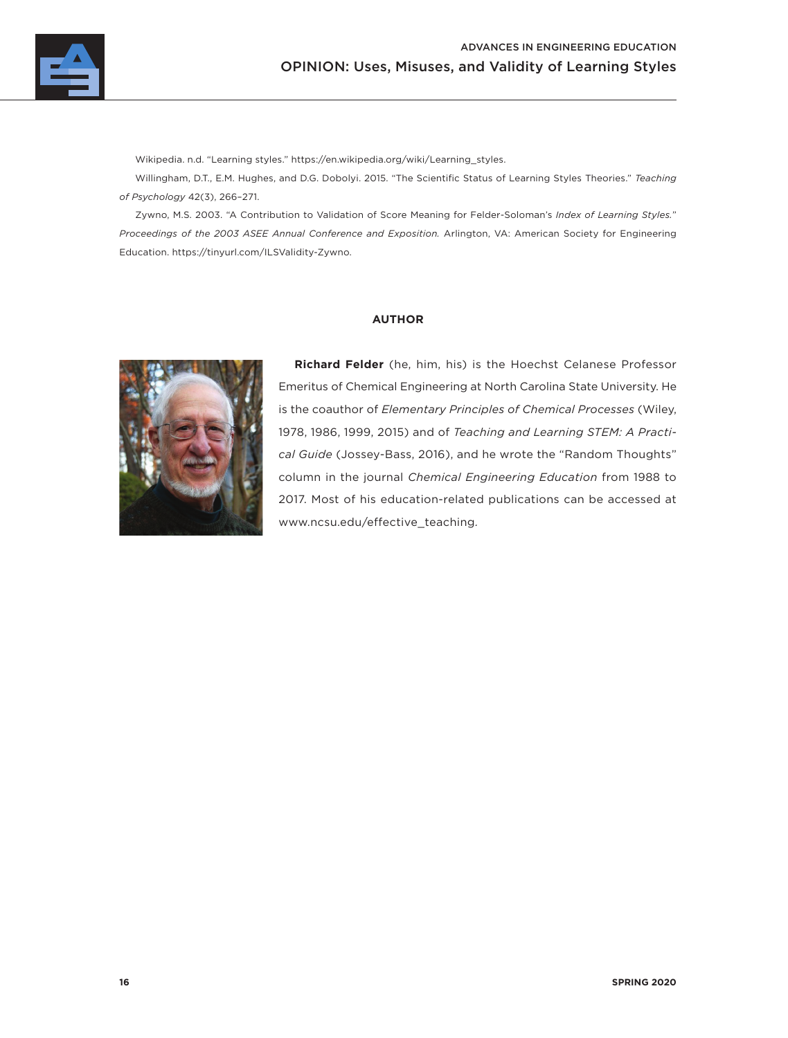Wikipedia. n.d. "Learning styles." https://en.wikipedia.org/wiki/Learning_styles.

Willingham, D.T., E.M. Hughes, and D.G. Dobolyi. 2015. "The Scientific Status of Learning Styles Theories." *Teaching of Psychology* 42(3), 266–271.

Zywno, M.S. 2003. "A Contribution to Validation of Score Meaning for Felder-Soloman's *Index of Learning Styles*." *Proceedings of the 2003 ASEE Annual Conference and Exposition.* Arlington, VA: American Society for Engineering Education. https://tinyurl.com/ILSValidity-Zywno.

## AUTHOR

**Richard Felder** (he, him, his) is the Hoechst Celanese Professor Emeritus of Chemical Engineering at North Carolina State University. He is the coauthor of *Elementary Principles of Chemical Processes* (Wiley, 1978, 1986, 1999, 2015) and of *Teaching and Learning STEM: A Practical Guide* (Jossey-Bass, 2016), and he wrote the "Random Thoughts" column in the journal *Chemical Engineering Education* from 1988 to 2017. Most of his education-related publications can be accessed at www.ncsu.edu/effective_teaching.